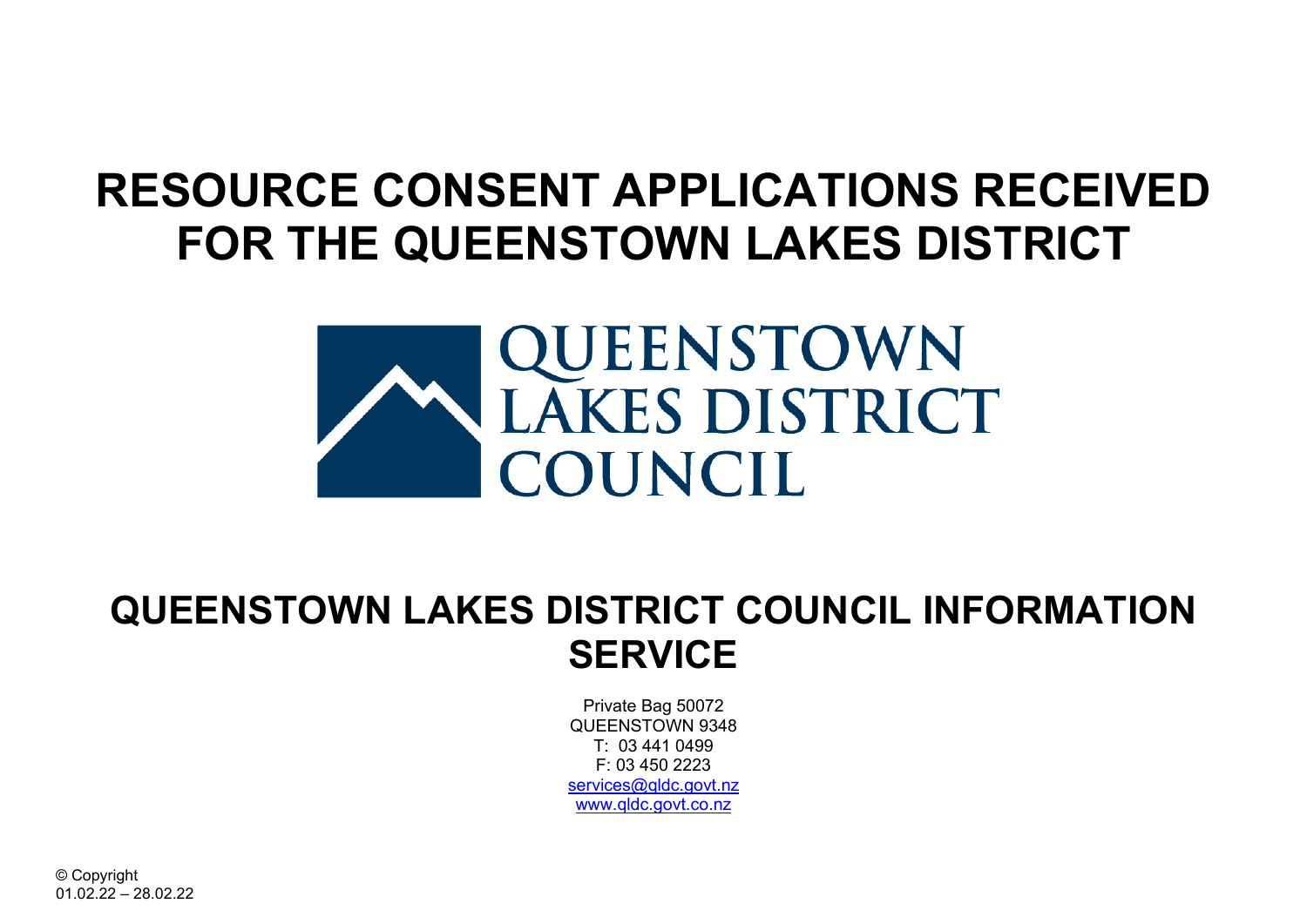# RESOURCE CONSENT APPLICATIONS RECEIVED FOR THE QUEENSTOWN LAKES DISTRICT

QUEENSTOWN LAKES DISTRICT COUNCIL

## QUEENSTOWN LAKES DISTRICT COUNCIL INFORMATION SERVICE

Private Bag 50072
QUEENSTOWN 9348
T: 03 441 0499
F: 03 450 2223
services@qldc.govt.nz
www.qldc.govt.co.nz

© Copyright
01.02.22 – 28.02.22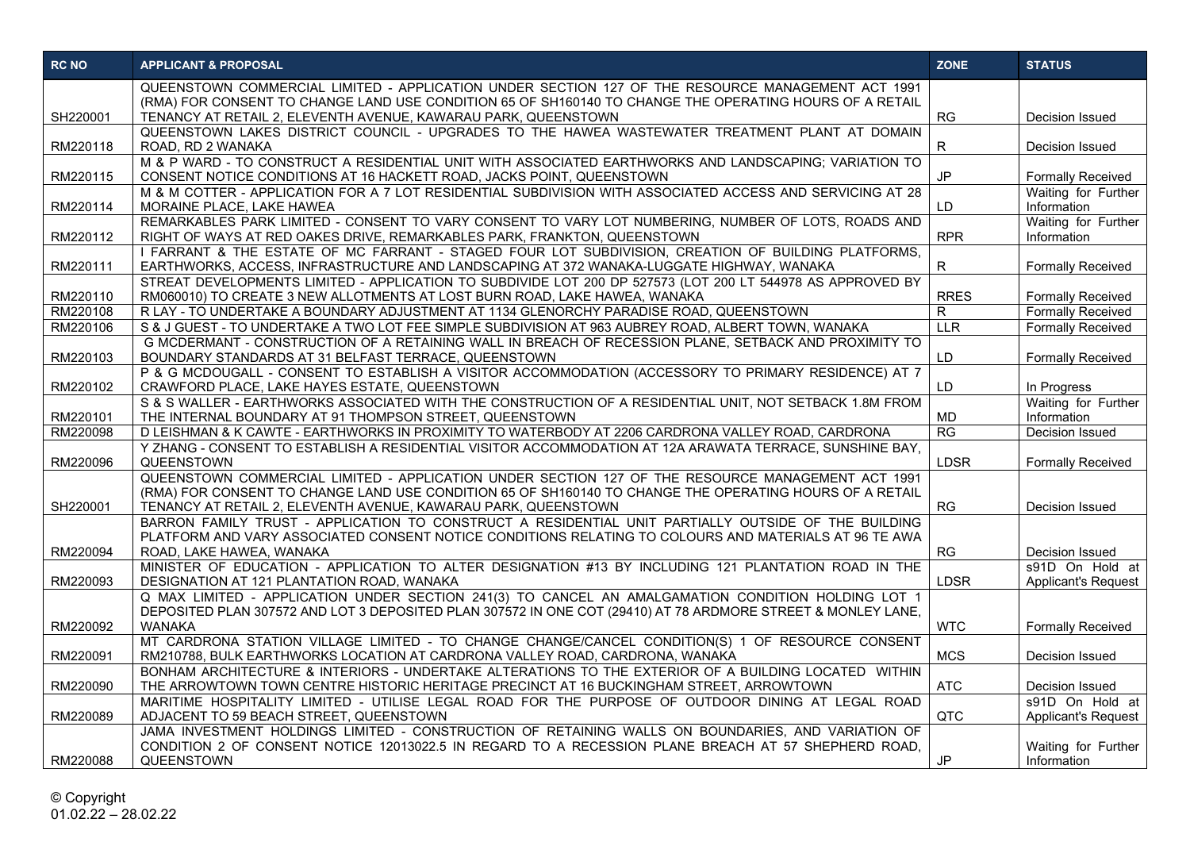| RC NO | APPLICANT & PROPOSAL | ZONE | STATUS |
| --- | --- | --- | --- |
| SH220001 | QUEENSTOWN COMMERCIAL LIMITED - APPLICATION UNDER SECTION 127 OF THE RESOURCE MANAGEMENT ACT 1991 (RMA) FOR CONSENT TO CHANGE LAND USE CONDITION 65 OF SH160140 TO CHANGE THE OPERATING HOURS OF A RETAIL TENANCY AT RETAIL 2, ELEVENTH AVENUE, KAWARAU PARK, QUEENSTOWN | RG | Decision Issued |
| RM220118 | QUEENSTOWN LAKES DISTRICT COUNCIL - UPGRADES TO THE HAWEA WASTEWATER TREATMENT PLANT AT DOMAIN ROAD, RD 2 WANAKA | R | Decision Issued |
| RM220115 | M & P WARD - TO CONSTRUCT A RESIDENTIAL UNIT WITH ASSOCIATED EARTHWORKS AND LANDSCAPING; VARIATION TO CONSENT NOTICE CONDITIONS AT 16 HACKETT ROAD, JACKS POINT, QUEENSTOWN | JP | Formally Received |
| RM220114 | M & M COTTER - APPLICATION FOR A 7 LOT RESIDENTIAL SUBDIVISION WITH ASSOCIATED ACCESS AND SERVICING AT 28 MORAINE PLACE, LAKE HAWEA | LD | Waiting for Further Information |
| RM220112 | REMARKABLES PARK LIMITED - CONSENT TO VARY CONSENT TO VARY LOT NUMBERING, NUMBER OF LOTS, ROADS AND RIGHT OF WAYS AT RED OAKES DRIVE, REMARKABLES PARK, FRANKTON, QUEENSTOWN | RPR | Waiting for Further Information |
| RM220111 | I FARRANT & THE ESTATE OF MC FARRANT - STAGED FOUR LOT SUBDIVISION, CREATION OF BUILDING PLATFORMS, EARTHWORKS, ACCESS, INFRASTRUCTURE AND LANDSCAPING AT 372 WANAKA-LUGGATE HIGHWAY, WANAKA | R | Formally Received |
| RM220110 | STREAT DEVELOPMENTS LIMITED - APPLICATION TO SUBDIVIDE LOT 200 DP 527573 (LOT 200 LT 544978 AS APPROVED BY RM060010) TO CREATE 3 NEW ALLOTMENTS AT LOST BURN ROAD, LAKE HAWEA, WANAKA | RRES | Formally Received |
| RM220108 | R LAY - TO UNDERTAKE A BOUNDARY ADJUSTMENT AT 1134 GLENORCHY PARADISE ROAD, QUEENSTOWN | R | Formally Received |
| RM220106 | S & J GUEST - TO UNDERTAKE A TWO LOT FEE SIMPLE SUBDIVISION AT 963 AUBREY ROAD, ALBERT TOWN, WANAKA | LLR | Formally Received |
| RM220103 | G MCDERMANT - CONSTRUCTION OF A RETAINING WALL IN BREACH OF RECESSION PLANE, SETBACK AND PROXIMITY TO BOUNDARY STANDARDS AT 31 BELFAST TERRACE, QUEENSTOWN | LD | Formally Received |
| RM220102 | P & G MCDOUGALL - CONSENT TO ESTABLISH A VISITOR ACCOMMODATION (ACCESSORY TO PRIMARY RESIDENCE) AT 7 CRAWFORD PLACE, LAKE HAYES ESTATE, QUEENSTOWN | LD | In Progress |
| RM220101 | S & S WALLER - EARTHWORKS ASSOCIATED WITH THE CONSTRUCTION OF A RESIDENTIAL UNIT, NOT SETBACK 1.8M FROM THE INTERNAL BOUNDARY AT 91 THOMPSON STREET, QUEENSTOWN | MD | Waiting for Further Information |
| RM220098 | D LEISHMAN & K CAWTE - EARTHWORKS IN PROXIMITY TO WATERBODY AT 2206 CARDRONA VALLEY ROAD, CARDRONA | RG | Decision Issued |
| RM220096 | Y ZHANG - CONSENT TO ESTABLISH A RESIDENTIAL VISITOR ACCOMMODATION AT 12A ARAWATA TERRACE, SUNSHINE BAY, QUEENSTOWN | LDSR | Formally Received |
| SH220001 | QUEENSTOWN COMMERCIAL LIMITED - APPLICATION UNDER SECTION 127 OF THE RESOURCE MANAGEMENT ACT 1991 (RMA) FOR CONSENT TO CHANGE LAND USE CONDITION 65 OF SH160140 TO CHANGE THE OPERATING HOURS OF A RETAIL TENANCY AT RETAIL 2, ELEVENTH AVENUE, KAWARAU PARK, QUEENSTOWN | RG | Decision Issued |
| RM220094 | BARRON FAMILY TRUST - APPLICATION TO CONSTRUCT A RESIDENTIAL UNIT PARTIALLY OUTSIDE OF THE BUILDING PLATFORM AND VARY ASSOCIATED CONSENT NOTICE CONDITIONS RELATING TO COLOURS AND MATERIALS AT 96 TE AWA ROAD, LAKE HAWEA, WANAKA | RG | Decision Issued |
| RM220093 | MINISTER OF EDUCATION - APPLICATION TO ALTER DESIGNATION #13 BY INCLUDING 121 PLANTATION ROAD IN THE DESIGNATION AT 121 PLANTATION ROAD, WANAKA | LDSR | s91D On Hold at Applicant's Request |
| RM220092 | Q MAX LIMITED - APPLICATION UNDER SECTION 241(3) TO CANCEL AN AMALGAMATION CONDITION HOLDING LOT 1 DEPOSITED PLAN 307572 AND LOT 3 DEPOSITED PLAN 307572 IN ONE COT (29410) AT 78 ARDMORE STREET & MONLEY LANE, WANAKA | WTC | Formally Received |
| RM220091 | MT CARDRONA STATION VILLAGE LIMITED - TO CHANGE CHANGE/CANCEL CONDITION(S) 1 OF RESOURCE CONSENT RM210788, BULK EARTHWORKS LOCATION AT CARDRONA VALLEY ROAD, CARDRONA, WANAKA | MCS | Decision Issued |
| RM220090 | BONHAM ARCHITECTURE & INTERIORS - UNDERTAKE ALTERATIONS TO THE EXTERIOR OF A BUILDING LOCATED WITHIN THE ARROWTOWN TOWN CENTRE HISTORIC HERITAGE PRECINCT AT 16 BUCKINGHAM STREET, ARROWTOWN | ATC | Decision Issued |
| RM220089 | MARITIME HOSPITALITY LIMITED - UTILISE LEGAL ROAD FOR THE PURPOSE OF OUTDOOR DINING AT LEGAL ROAD ADJACENT TO 59 BEACH STREET, QUEENSTOWN | QTC | s91D On Hold at Applicant's Request |
| RM220088 | JAMA INVESTMENT HOLDINGS LIMITED - CONSTRUCTION OF RETAINING WALLS ON BOUNDARIES, AND VARIATION OF CONDITION 2 OF CONSENT NOTICE 12013022.5 IN REGARD TO A RECESSION PLANE BREACH AT 57 SHEPHERD ROAD, QUEENSTOWN | JP | Waiting for Further Information |

© Copyright
01.02.22 – 28.02.22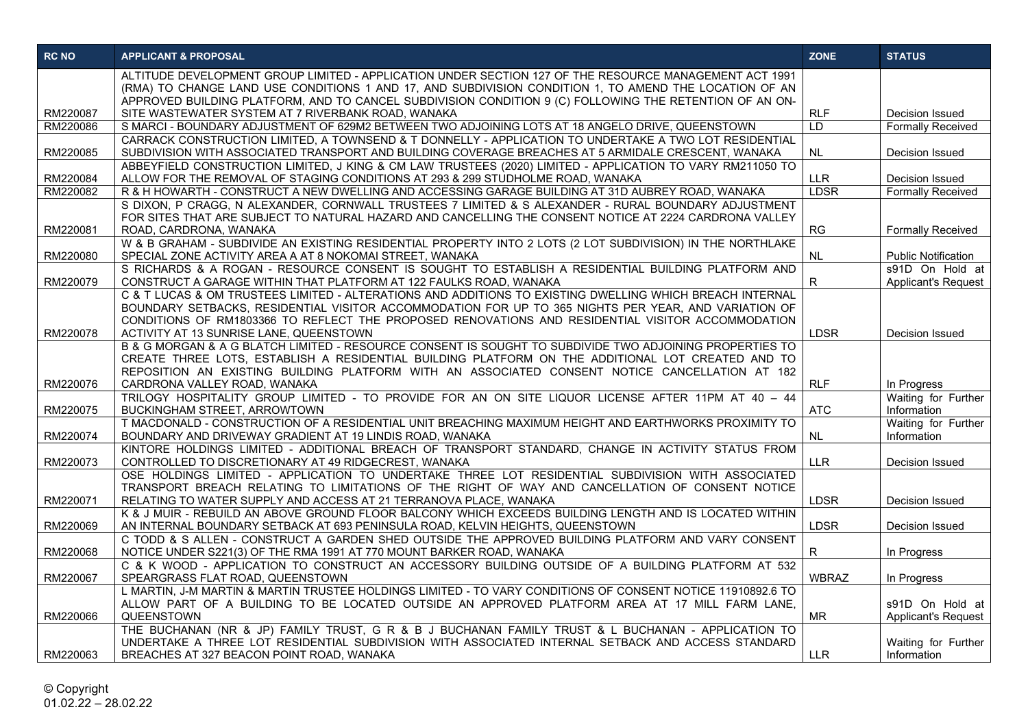| RC NO | APPLICANT & PROPOSAL | ZONE | STATUS |
|---|---|---|---|
| RM220087 | ALTITUDE DEVELOPMENT GROUP LIMITED - APPLICATION UNDER SECTION 127 OF THE RESOURCE MANAGEMENT ACT 1991 (RMA) TO CHANGE LAND USE CONDITIONS 1 AND 17, AND SUBDIVISION CONDITION 1, TO AMEND THE LOCATION OF AN APPROVED BUILDING PLATFORM, AND TO CANCEL SUBDIVISION CONDITION 9 (C) FOLLOWING THE RETENTION OF AN ON-SITE WASTEWATER SYSTEM AT 7 RIVERBANK ROAD, WANAKA | RLF | Decision Issued |
| RM220086 | S MARCI - BOUNDARY ADJUSTMENT OF 629M2 BETWEEN TWO ADJOINING LOTS AT 18 ANGELO DRIVE, QUEENSTOWN | LD | Formally Received |
| RM220085 | CARRACK CONSTRUCTION LIMITED, A TOWNSEND & T DONNELLY - APPLICATION TO UNDERTAKE A TWO LOT RESIDENTIAL SUBDIVISION WITH ASSOCIATED TRANSPORT AND BUILDING COVERAGE BREACHES AT 5 ARMIDALE CRESCENT, WANAKA | NL | Decision Issued |
| RM220084 | ABBEYFIELD CONSTRUCTION LIMITED, J KING & CM LAW TRUSTEES (2020) LIMITED - APPLICATION TO VARY RM211050 TO ALLOW FOR THE REMOVAL OF STAGING CONDITIONS AT 293 & 299 STUDHOLME ROAD, WANAKA | LLR | Decision Issued |
| RM220082 | R & H HOWARTH - CONSTRUCT A NEW DWELLING AND ACCESSING GARAGE BUILDING AT 31D AUBREY ROAD, WANAKA | LDSR | Formally Received |
| RM220081 | S DIXON, P CRAGG, N ALEXANDER, CORNWALL TRUSTEES 7 LIMITED & S ALEXANDER - RURAL BOUNDARY ADJUSTMENT FOR SITES THAT ARE SUBJECT TO NATURAL HAZARD AND CANCELLING THE CONSENT NOTICE AT 2224 CARDRONA VALLEY ROAD, CARDRONA, WANAKA | RG | Formally Received |
| RM220080 | W & B GRAHAM - SUBDIVIDE AN EXISTING RESIDENTIAL PROPERTY INTO 2 LOTS (2 LOT SUBDIVISION) IN THE NORTHLAKE SPECIAL ZONE ACTIVITY AREA A AT 8 NOKOMAI STREET, WANAKA | NL | Public Notification |
| RM220079 | S RICHARDS & A ROGAN - RESOURCE CONSENT IS SOUGHT TO ESTABLISH A RESIDENTIAL BUILDING PLATFORM AND CONSTRUCT A GARAGE WITHIN THAT PLATFORM AT 122 FAULKS ROAD, WANAKA | R | s91D On Hold at Applicant's Request |
| RM220078 | C & T LUCAS & OM TRUSTEES LIMITED - ALTERATIONS AND ADDITIONS TO EXISTING DWELLING WHICH BREACH INTERNAL BOUNDARY SETBACKS, RESIDENTIAL VISITOR ACCOMMODATION FOR UP TO 365 NIGHTS PER YEAR, AND VARIATION OF CONDITIONS OF RM1803366 TO REFLECT THE PROPOSED RENOVATIONS AND RESIDENTIAL VISITOR ACCOMMODATION ACTIVITY AT 13 SUNRISE LANE, QUEENSTOWN | LDSR | Decision Issued |
| RM220076 | B & G MORGAN & A G BLATCH LIMITED - RESOURCE CONSENT IS SOUGHT TO SUBDIVIDE TWO ADJOINING PROPERTIES TO CREATE THREE LOTS, ESTABLISH A RESIDENTIAL BUILDING PLATFORM ON THE ADDITIONAL LOT CREATED AND TO REPOSITION AN EXISTING BUILDING PLATFORM WITH AN ASSOCIATED CONSENT NOTICE CANCELLATION AT 182 CARDRONA VALLEY ROAD, WANAKA | RLF | In Progress |
| RM220075 | TRILOGY HOSPITALITY GROUP LIMITED - TO PROVIDE FOR AN ON SITE LIQUOR LICENSE AFTER 11PM AT 40 – 44 BUCKINGHAM STREET, ARROWTOWN | ATC | Waiting for Further Information |
| RM220074 | T MACDONALD - CONSTRUCTION OF A RESIDENTIAL UNIT BREACHING MAXIMUM HEIGHT AND EARTHWORKS PROXIMITY TO BOUNDARY AND DRIVEWAY GRADIENT AT 19 LINDIS ROAD, WANAKA | NL | Waiting for Further Information |
| RM220073 | KINTORE HOLDINGS LIMITED - ADDITIONAL BREACH OF TRANSPORT STANDARD, CHANGE IN ACTIVITY STATUS FROM CONTROLLED TO DISCRETIONARY AT 49 RIDGECREST, WANAKA | LLR | Decision Issued |
| RM220071 | OSE HOLDINGS LIMITED - APPLICATION TO UNDERTAKE THREE LOT RESIDENTIAL SUBDIVISION WITH ASSOCIATED TRANSPORT BREACH RELATING TO LIMITATIONS OF THE RIGHT OF WAY AND CANCELLATION OF CONSENT NOTICE RELATING TO WATER SUPPLY AND ACCESS AT 21 TERRANOVA PLACE, WANAKA | LDSR | Decision Issued |
| RM220069 | K & J MUIR - REBUILD AN ABOVE GROUND FLOOR BALCONY WHICH EXCEEDS BUILDING LENGTH AND IS LOCATED WITHIN AN INTERNAL BOUNDARY SETBACK AT 693 PENINSULA ROAD, KELVIN HEIGHTS, QUEENSTOWN | LDSR | Decision Issued |
| RM220068 | C TODD & S ALLEN - CONSTRUCT A GARDEN SHED OUTSIDE THE APPROVED BUILDING PLATFORM AND VARY CONSENT NOTICE UNDER S221(3) OF THE RMA 1991 AT 770 MOUNT BARKER ROAD, WANAKA | R | In Progress |
| RM220067 | C & K WOOD - APPLICATION TO CONSTRUCT AN ACCESSORY BUILDING OUTSIDE OF A BUILDING PLATFORM AT 532 SPEARGRASS FLAT ROAD, QUEENSTOWN | WBRAZ | In Progress |
| RM220066 | L MARTIN, J-M MARTIN & MARTIN TRUSTEE HOLDINGS LIMITED - TO VARY CONDITIONS OF CONSENT NOTICE 11910892.6 TO ALLOW PART OF A BUILDING TO BE LOCATED OUTSIDE AN APPROVED PLATFORM AREA AT 17 MILL FARM LANE, QUEENSTOWN | MR | s91D On Hold at Applicant's Request |
| RM220063 | THE BUCHANAN (NR & JP) FAMILY TRUST, G R & B J BUCHANAN FAMILY TRUST & L BUCHANAN - APPLICATION TO UNDERTAKE A THREE LOT RESIDENTIAL SUBDIVISION WITH ASSOCIATED INTERNAL SETBACK AND ACCESS STANDARD BREACHES AT 327 BEACON POINT ROAD, WANAKA | LLR | Waiting for Further Information |

© Copyright
01.02.22 – 28.02.22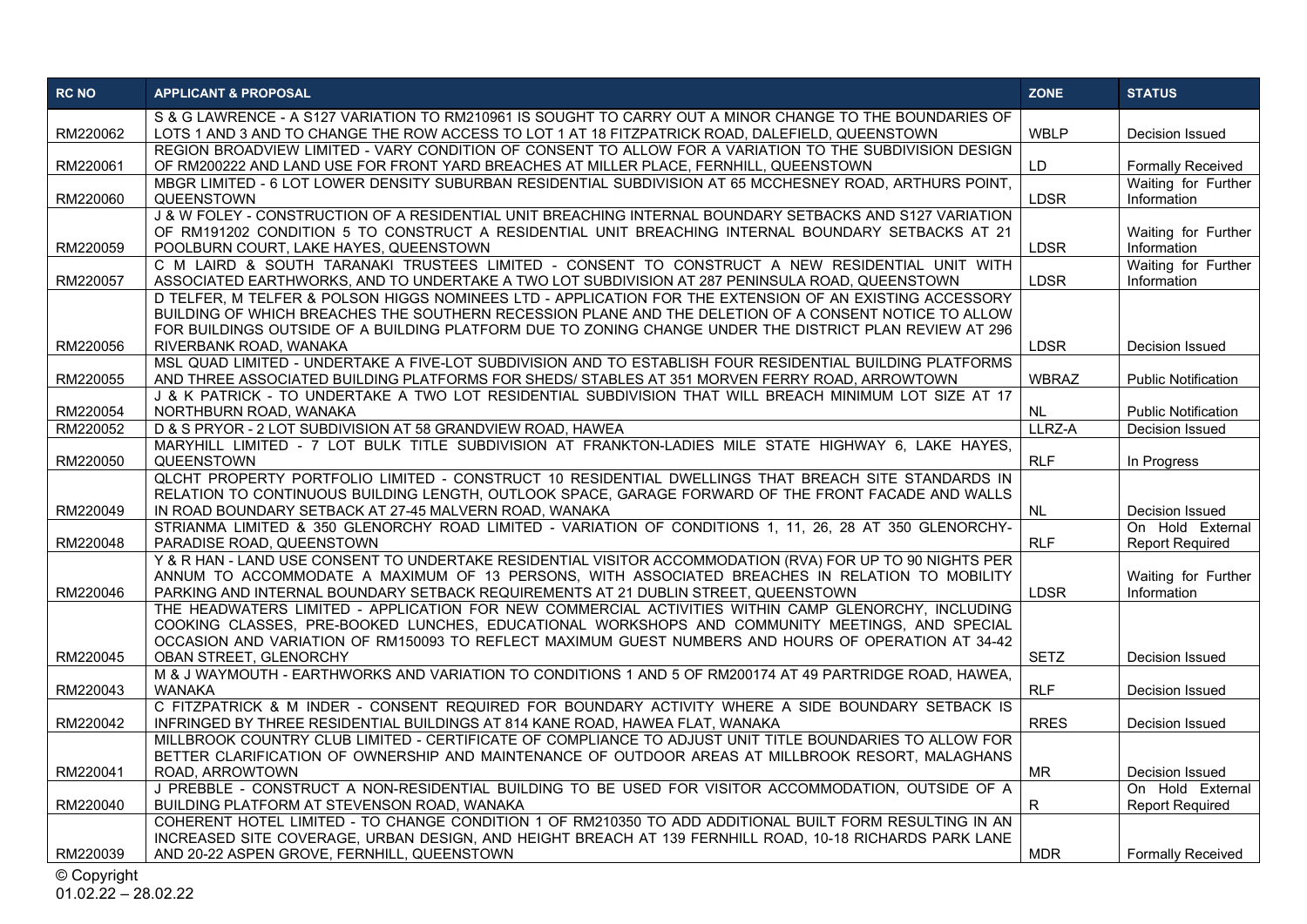| RC NO | APPLICANT & PROPOSAL | ZONE | STATUS |
|---|---|---|---|
| RM220062 | S & G LAWRENCE - A S127 VARIATION TO RM210961 IS SOUGHT TO CARRY OUT A MINOR CHANGE TO THE BOUNDARIES OF LOTS 1 AND 3 AND TO CHANGE THE ROW ACCESS TO LOT 1 AT 18 FITZPATRICK ROAD, DALEFIELD, QUEENSTOWN | WBLP | Decision Issued |
| RM220061 | REGION BROADVIEW LIMITED - VARY CONDITION OF CONSENT TO ALLOW FOR A VARIATION TO THE SUBDIVISION DESIGN OF RM200222 AND LAND USE FOR FRONT YARD BREACHES AT MILLER PLACE, FERNHILL, QUEENSTOWN | LD | Formally Received |
| RM220060 | MBGR LIMITED - 6 LOT LOWER DENSITY SUBURBAN RESIDENTIAL SUBDIVISION AT 65 MCCHESNEY ROAD, ARTHURS POINT, QUEENSTOWN | LDSR | Waiting for Further Information |
| RM220059 | J & W FOLEY - CONSTRUCTION OF A RESIDENTIAL UNIT BREACHING INTERNAL BOUNDARY SETBACKS AND S127 VARIATION OF RM191202 CONDITION 5 TO CONSTRUCT A RESIDENTIAL UNIT BREACHING INTERNAL BOUNDARY SETBACKS AT 21 POOLBURN COURT, LAKE HAYES, QUEENSTOWN | LDSR | Waiting for Further Information |
| RM220057 | C M LAIRD & SOUTH TARANAKI TRUSTEES LIMITED - CONSENT TO CONSTRUCT A NEW RESIDENTIAL UNIT WITH ASSOCIATED EARTHWORKS, AND TO UNDERTAKE A TWO LOT SUBDIVISION AT 287 PENINSULA ROAD, QUEENSTOWN | LDSR | Waiting for Further Information |
| RM220056 | D TELFER, M TELFER & POLSON HIGGS NOMINEES LTD - APPLICATION FOR THE EXTENSION OF AN EXISTING ACCESSORY BUILDING OF WHICH BREACHES THE SOUTHERN RECESSION PLANE AND THE DELETION OF A CONSENT NOTICE TO ALLOW FOR BUILDINGS OUTSIDE OF A BUILDING PLATFORM DUE TO ZONING CHANGE UNDER THE DISTRICT PLAN REVIEW AT 296 RIVERBANK ROAD, WANAKA | LDSR | Decision Issued |
| RM220055 | MSL QUAD LIMITED - UNDERTAKE A FIVE-LOT SUBDIVISION AND TO ESTABLISH FOUR RESIDENTIAL BUILDING PLATFORMS AND THREE ASSOCIATED BUILDING PLATFORMS FOR SHEDS/ STABLES AT 351 MORVEN FERRY ROAD, ARROWTOWN | WBRAZ | Public Notification |
| RM220054 | J & K PATRICK - TO UNDERTAKE A TWO LOT RESIDENTIAL SUBDIVISION THAT WILL BREACH MINIMUM LOT SIZE AT 17 NORTHBURN ROAD, WANAKA | NL | Public Notification |
| RM220052 | D & S PRYOR - 2 LOT SUBDIVISION AT 58 GRANDVIEW ROAD, HAWEA | LLRZ-A | Decision Issued |
| RM220050 | MARYHILL LIMITED - 7 LOT BULK TITLE SUBDIVISION AT FRANKTON-LADIES MILE STATE HIGHWAY 6, LAKE HAYES, QUEENSTOWN | RLF | In Progress |
| RM220049 | QLCHT PROPERTY PORTFOLIO LIMITED - CONSTRUCT 10 RESIDENTIAL DWELLINGS THAT BREACH SITE STANDARDS IN RELATION TO CONTINUOUS BUILDING LENGTH, OUTLOOK SPACE, GARAGE FORWARD OF THE FRONT FACADE AND WALLS IN ROAD BOUNDARY SETBACK AT 27-45 MALVERN ROAD, WANAKA | NL | Decision Issued |
| RM220048 | STRIANMA LIMITED & 350 GLENORCHY ROAD LIMITED - VARIATION OF CONDITIONS 1, 11, 26, 28 AT 350 GLENORCHY-PARADISE ROAD, QUEENSTOWN | RLF | On Hold External Report Required |
| RM220046 | Y & R HAN - LAND USE CONSENT TO UNDERTAKE RESIDENTIAL VISITOR ACCOMMODATION (RVA) FOR UP TO 90 NIGHTS PER ANNUM TO ACCOMMODATE A MAXIMUM OF 13 PERSONS, WITH ASSOCIATED BREACHES IN RELATION TO MOBILITY PARKING AND INTERNAL BOUNDARY SETBACK REQUIREMENTS AT 21 DUBLIN STREET, QUEENSTOWN | LDSR | Waiting for Further Information |
| RM220045 | THE HEADWATERS LIMITED - APPLICATION FOR NEW COMMERCIAL ACTIVITIES WITHIN CAMP GLENORCHY, INCLUDING COOKING CLASSES, PRE-BOOKED LUNCHES, EDUCATIONAL WORKSHOPS AND COMMUNITY MEETINGS, AND SPECIAL OCCASION AND VARIATION OF RM150093 TO REFLECT MAXIMUM GUEST NUMBERS AND HOURS OF OPERATION AT 34-42 OBAN STREET, GLENORCHY | SETZ | Decision Issued |
| RM220043 | M & J WAYMOUTH - EARTHWORKS AND VARIATION TO CONDITIONS 1 AND 5 OF RM200174 AT 49 PARTRIDGE ROAD, HAWEA, WANAKA | RLF | Decision Issued |
| RM220042 | C FITZPATRICK & M INDER - CONSENT REQUIRED FOR BOUNDARY ACTIVITY WHERE A SIDE BOUNDARY SETBACK IS INFRINGED BY THREE RESIDENTIAL BUILDINGS AT 814 KANE ROAD, HAWEA FLAT, WANAKA | RRES | Decision Issued |
| RM220041 | MILLBROOK COUNTRY CLUB LIMITED - CERTIFICATE OF COMPLIANCE TO ADJUST UNIT TITLE BOUNDARIES TO ALLOW FOR BETTER CLARIFICATION OF OWNERSHIP AND MAINTENANCE OF OUTDOOR AREAS AT MILLBROOK RESORT, MALAGHANS ROAD, ARROWTOWN | MR | Decision Issued |
| RM220040 | J PREBBLE - CONSTRUCT A NON-RESIDENTIAL BUILDING TO BE USED FOR VISITOR ACCOMMODATION, OUTSIDE OF A BUILDING PLATFORM AT STEVENSON ROAD, WANAKA | R | On Hold External Report Required |
| RM220039 | COHERENT HOTEL LIMITED - TO CHANGE CONDITION 1 OF RM210350 TO ADD ADDITIONAL BUILT FORM RESULTING IN AN INCREASED SITE COVERAGE, URBAN DESIGN, AND HEIGHT BREACH AT 139 FERNHILL ROAD, 10-18 RICHARDS PARK LANE AND 20-22 ASPEN GROVE, FERNHILL, QUEENSTOWN | MDR | Formally Received |

© Copyright
01.02.22 – 28.02.22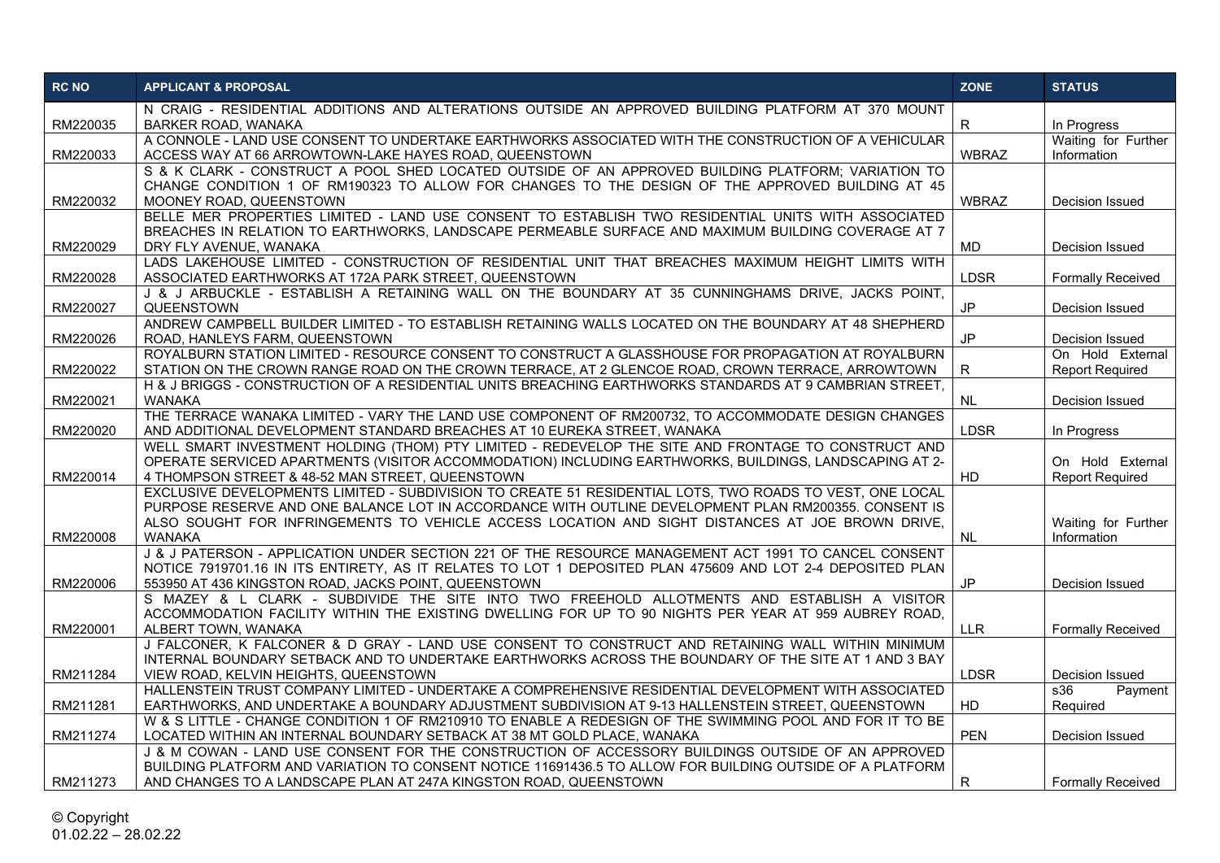| RC NO | APPLICANT & PROPOSAL | ZONE | STATUS |
|---|---|---|---|
| RM220035 | N CRAIG - RESIDENTIAL ADDITIONS AND ALTERATIONS OUTSIDE AN APPROVED BUILDING PLATFORM AT 370 MOUNT BARKER ROAD, WANAKA | R | In Progress |
| RM220033 | A CONNOLE - LAND USE CONSENT TO UNDERTAKE EARTHWORKS ASSOCIATED WITH THE CONSTRUCTION OF A VEHICULAR ACCESS WAY AT 66 ARROWTOWN-LAKE HAYES ROAD, QUEENSTOWN | WBRAZ | Waiting for Further Information |
| RM220032 | S & K CLARK - CONSTRUCT A POOL SHED LOCATED OUTSIDE OF AN APPROVED BUILDING PLATFORM; VARIATION TO CHANGE CONDITION 1 OF RM190323 TO ALLOW FOR CHANGES TO THE DESIGN OF THE APPROVED BUILDING AT 45 MOONEY ROAD, QUEENSTOWN | WBRAZ | Decision Issued |
| RM220029 | BELLE MER PROPERTIES LIMITED - LAND USE CONSENT TO ESTABLISH TWO RESIDENTIAL UNITS WITH ASSOCIATED BREACHES IN RELATION TO EARTHWORKS, LANDSCAPE PERMEABLE SURFACE AND MAXIMUM BUILDING COVERAGE AT 7 DRY FLY AVENUE, WANAKA | MD | Decision Issued |
| RM220028 | LADS LAKEHOUSE LIMITED - CONSTRUCTION OF RESIDENTIAL UNIT THAT BREACHES MAXIMUM HEIGHT LIMITS WITH ASSOCIATED EARTHWORKS AT 172A PARK STREET, QUEENSTOWN | LDSR | Formally Received |
| RM220027 | J & J ARBUCKLE - ESTABLISH A RETAINING WALL ON THE BOUNDARY AT 35 CUNNINGHAMS DRIVE, JACKS POINT, QUEENSTOWN | JP | Decision Issued |
| RM220026 | ANDREW CAMPBELL BUILDER LIMITED - TO ESTABLISH RETAINING WALLS LOCATED ON THE BOUNDARY AT 48 SHEPHERD ROAD, HANLEYS FARM, QUEENSTOWN | JP | Decision Issued |
| RM220022 | ROYALBURN STATION LIMITED - RESOURCE CONSENT TO CONSTRUCT A GLASSHOUSE FOR PROPAGATION AT ROYALBURN STATION ON THE CROWN RANGE ROAD ON THE CROWN TERRACE, AT 2 GLENCOE ROAD, CROWN TERRACE, ARROWTOWN | R | On Hold External Report Required |
| RM220021 | H & J BRIGGS - CONSTRUCTION OF A RESIDENTIAL UNITS BREACHING EARTHWORKS STANDARDS AT 9 CAMBRIAN STREET, WANAKA | NL | Decision Issued |
| RM220020 | THE TERRACE WANAKA LIMITED - VARY THE LAND USE COMPONENT OF RM200732, TO ACCOMMODATE DESIGN CHANGES AND ADDITIONAL DEVELOPMENT STANDARD BREACHES AT 10 EUREKA STREET, WANAKA | LDSR | In Progress |
| RM220014 | WELL SMART INVESTMENT HOLDING (THOM) PTY LIMITED - REDEVELOP THE SITE AND FRONTAGE TO CONSTRUCT AND OPERATE SERVICED APARTMENTS (VISITOR ACCOMMODATION) INCLUDING EARTHWORKS, BUILDINGS, LANDSCAPING AT 2-4 THOMPSON STREET & 48-52 MAN STREET, QUEENSTOWN | HD | On Hold External Report Required |
| RM220008 | EXCLUSIVE DEVELOPMENTS LIMITED - SUBDIVISION TO CREATE 51 RESIDENTIAL LOTS, TWO ROADS TO VEST, ONE LOCAL PURPOSE RESERVE AND ONE BALANCE LOT IN ACCORDANCE WITH OUTLINE DEVELOPMENT PLAN RM200355. CONSENT IS ALSO SOUGHT FOR INFRINGEMENTS TO VEHICLE ACCESS LOCATION AND SIGHT DISTANCES AT JOE BROWN DRIVE, WANAKA | NL | Waiting for Further Information |
| RM220006 | J & J PATERSON - APPLICATION UNDER SECTION 221 OF THE RESOURCE MANAGEMENT ACT 1991 TO CANCEL CONSENT NOTICE 7919701.16 IN ITS ENTIRETY, AS IT RELATES TO LOT 1 DEPOSITED PLAN 475609 AND LOT 2-4 DEPOSITED PLAN 553950 AT 436 KINGSTON ROAD, JACKS POINT, QUEENSTOWN | JP | Decision Issued |
| RM220001 | S MAZEY & L CLARK - SUBDIVIDE THE SITE INTO TWO FREEHOLD ALLOTMENTS AND ESTABLISH A VISITOR ACCOMMODATION FACILITY WITHIN THE EXISTING DWELLING FOR UP TO 90 NIGHTS PER YEAR AT 959 AUBREY ROAD, ALBERT TOWN, WANAKA | LLR | Formally Received |
| RM211284 | J FALCONER, K FALCONER & D GRAY - LAND USE CONSENT TO CONSTRUCT AND RETAINING WALL WITHIN MINIMUM INTERNAL BOUNDARY SETBACK AND TO UNDERTAKE EARTHWORKS ACROSS THE BOUNDARY OF THE SITE AT 1 AND 3 BAY VIEW ROAD, KELVIN HEIGHTS, QUEENSTOWN | LDSR | Decision Issued |
| RM211281 | HALLENSTEIN TRUST COMPANY LIMITED - UNDERTAKE A COMPREHENSIVE RESIDENTIAL DEVELOPMENT WITH ASSOCIATED EARTHWORKS, AND UNDERTAKE A BOUNDARY ADJUSTMENT SUBDIVISION AT 9-13 HALLENSTEIN STREET, QUEENSTOWN | HD | s36 Payment Required |
| RM211274 | W & S LITTLE - CHANGE CONDITION 1 OF RM210910 TO ENABLE A REDESIGN OF THE SWIMMING POOL AND FOR IT TO BE LOCATED WITHIN AN INTERNAL BOUNDARY SETBACK AT 38 MT GOLD PLACE, WANAKA | PEN | Decision Issued |
| RM211273 | J & M COWAN - LAND USE CONSENT FOR THE CONSTRUCTION OF ACCESSORY BUILDINGS OUTSIDE OF AN APPROVED BUILDING PLATFORM AND VARIATION TO CONSENT NOTICE 11691436.5 TO ALLOW FOR BUILDING OUTSIDE OF A PLATFORM AND CHANGES TO A LANDSCAPE PLAN AT 247A KINGSTON ROAD, QUEENSTOWN | R | Formally Received |

© Copyright
01.02.22 – 28.02.22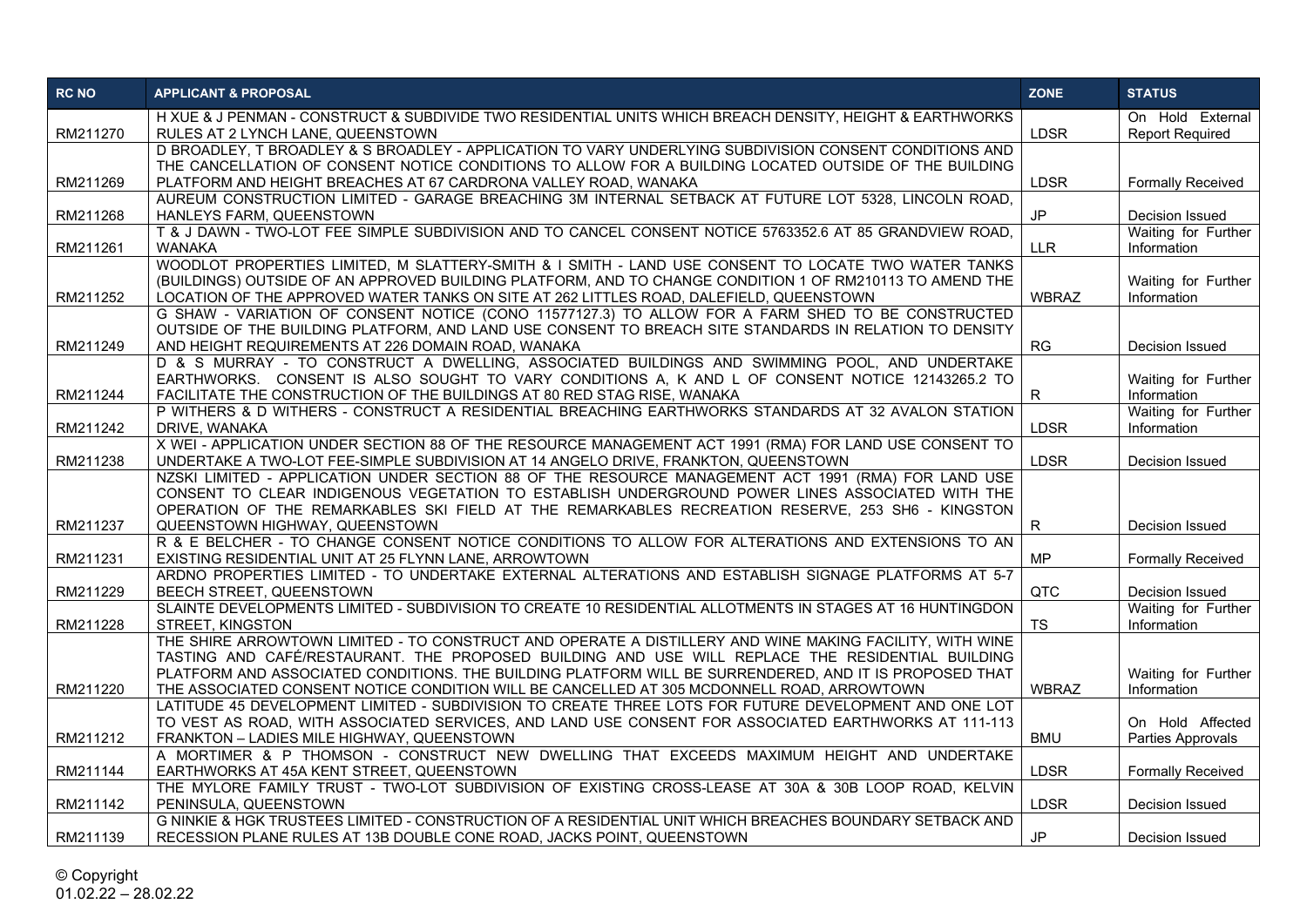| RC NO | APPLICANT & PROPOSAL | ZONE | STATUS |
|---|---|---|---|
| RM211270 | H XUE & J PENMAN - CONSTRUCT & SUBDIVIDE TWO RESIDENTIAL UNITS WHICH BREACH DENSITY, HEIGHT & EARTHWORKS RULES AT 2 LYNCH LANE, QUEENSTOWN | LDSR | On Hold External Report Required |
| RM211269 | D BROADLEY, T BROADLEY & S BROADLEY - APPLICATION TO VARY UNDERLYING SUBDIVISION CONSENT CONDITIONS AND THE CANCELLATION OF CONSENT NOTICE CONDITIONS TO ALLOW FOR A BUILDING LOCATED OUTSIDE OF THE BUILDING PLATFORM AND HEIGHT BREACHES AT 67 CARDRONA VALLEY ROAD, WANAKA | LDSR | Formally Received |
| RM211268 | AUREUM CONSTRUCTION LIMITED - GARAGE BREACHING 3M INTERNAL SETBACK AT FUTURE LOT 5328, LINCOLN ROAD, HANLEYS FARM, QUEENSTOWN | JP | Decision Issued |
| RM211261 | T & J DAWN - TWO-LOT FEE SIMPLE SUBDIVISION AND TO CANCEL CONSENT NOTICE 5763352.6 AT 85 GRANDVIEW ROAD, WANAKA | LLR | Waiting for Further Information |
| RM211252 | WOODLOT PROPERTIES LIMITED, M SLATTERY-SMITH & I SMITH - LAND USE CONSENT TO LOCATE TWO WATER TANKS (BUILDINGS) OUTSIDE OF AN APPROVED BUILDING PLATFORM, AND TO CHANGE CONDITION 1 OF RM210113 TO AMEND THE LOCATION OF THE APPROVED WATER TANKS ON SITE AT 262 LITTLES ROAD, DALEFIELD, QUEENSTOWN | WBRAZ | Waiting for Further Information |
| RM211249 | G SHAW - VARIATION OF CONSENT NOTICE (CONO 11577127.3) TO ALLOW FOR A FARM SHED TO BE CONSTRUCTED OUTSIDE OF THE BUILDING PLATFORM, AND LAND USE CONSENT TO BREACH SITE STANDARDS IN RELATION TO DENSITY AND HEIGHT REQUIREMENTS AT 226 DOMAIN ROAD, WANAKA | RG | Decision Issued |
| RM211244 | D & S MURRAY - TO CONSTRUCT A DWELLING, ASSOCIATED BUILDINGS AND SWIMMING POOL, AND UNDERTAKE EARTHWORKS. CONSENT IS ALSO SOUGHT TO VARY CONDITIONS A, K AND L OF CONSENT NOTICE 12143265.2 TO FACILITATE THE CONSTRUCTION OF THE BUILDINGS AT 80 RED STAG RISE, WANAKA | R | Waiting for Further Information |
| RM211242 | P WITHERS & D WITHERS - CONSTRUCT A RESIDENTIAL BREACHING EARTHWORKS STANDARDS AT 32 AVALON STATION DRIVE, WANAKA | LDSR | Waiting for Further Information |
| RM211238 | X WEI - APPLICATION UNDER SECTION 88 OF THE RESOURCE MANAGEMENT ACT 1991 (RMA) FOR LAND USE CONSENT TO UNDERTAKE A TWO-LOT FEE-SIMPLE SUBDIVISION AT 14 ANGELO DRIVE, FRANKTON, QUEENSTOWN | LDSR | Decision Issued |
| RM211237 | NZSKI LIMITED - APPLICATION UNDER SECTION 88 OF THE RESOURCE MANAGEMENT ACT 1991 (RMA) FOR LAND USE CONSENT TO CLEAR INDIGENOUS VEGETATION TO ESTABLISH UNDERGROUND POWER LINES ASSOCIATED WITH THE OPERATION OF THE REMARKABLES SKI FIELD AT THE REMARKABLES RECREATION RESERVE, 253 SH6 - KINGSTON QUEENSTOWN HIGHWAY, QUEENSTOWN | R | Decision Issued |
| RM211231 | R & E BELCHER - TO CHANGE CONSENT NOTICE CONDITIONS TO ALLOW FOR ALTERATIONS AND EXTENSIONS TO AN EXISTING RESIDENTIAL UNIT AT 25 FLYNN LANE, ARROWTOWN | MP | Formally Received |
| RM211229 | ARDNO PROPERTIES LIMITED - TO UNDERTAKE EXTERNAL ALTERATIONS AND ESTABLISH SIGNAGE PLATFORMS AT 5-7 BEECH STREET, QUEENSTOWN | QTC | Decision Issued |
| RM211228 | SLAINTE DEVELOPMENTS LIMITED - SUBDIVISION TO CREATE 10 RESIDENTIAL ALLOTMENTS IN STAGES AT 16 HUNTINGDON STREET, KINGSTON | TS | Waiting for Further Information |
| RM211220 | THE SHIRE ARROWTOWN LIMITED - TO CONSTRUCT AND OPERATE A DISTILLERY AND WINE MAKING FACILITY, WITH WINE TASTING AND CAFÉ/RESTAURANT. THE PROPOSED BUILDING AND USE WILL REPLACE THE RESIDENTIAL BUILDING PLATFORM AND ASSOCIATED CONDITIONS. THE BUILDING PLATFORM WILL BE SURRENDERED, AND IT IS PROPOSED THAT THE ASSOCIATED CONSENT NOTICE CONDITION WILL BE CANCELLED AT 305 MCDONNELL ROAD, ARROWTOWN | WBRAZ | Waiting for Further Information |
| RM211212 | LATITUDE 45 DEVELOPMENT LIMITED - SUBDIVISION TO CREATE THREE LOTS FOR FUTURE DEVELOPMENT AND ONE LOT TO VEST AS ROAD, WITH ASSOCIATED SERVICES, AND LAND USE CONSENT FOR ASSOCIATED EARTHWORKS AT 111-113 FRANKTON – LADIES MILE HIGHWAY, QUEENSTOWN | BMU | On Hold Affected Parties Approvals |
| RM211144 | A MORTIMER & P THOMSON - CONSTRUCT NEW DWELLING THAT EXCEEDS MAXIMUM HEIGHT AND UNDERTAKE EARTHWORKS AT 45A KENT STREET, QUEENSTOWN | LDSR | Formally Received |
| RM211142 | THE MOFFAT FAMILY TRUST - TWO-LOT SUBDIVISION OF EXISTING CROSS-LEASE AT 30A & 30B LOOP ROAD, KELVIN PENINSULA, QUEENSTOWN | LDSR | Decision Issued |
| RM211139 | G NINKIE & HGK TRUSTEES LIMITED - CONSTRUCTION OF A RESIDENTIAL UNIT WHICH BREACHES BOUNDARY SETBACK AND RECESSION PLANE RULES AT 13B DOUBLE CONE ROAD, JACKS POINT, QUEENSTOWN | JP | Decision Issued |

© Copyright
01.02.22 – 28.02.22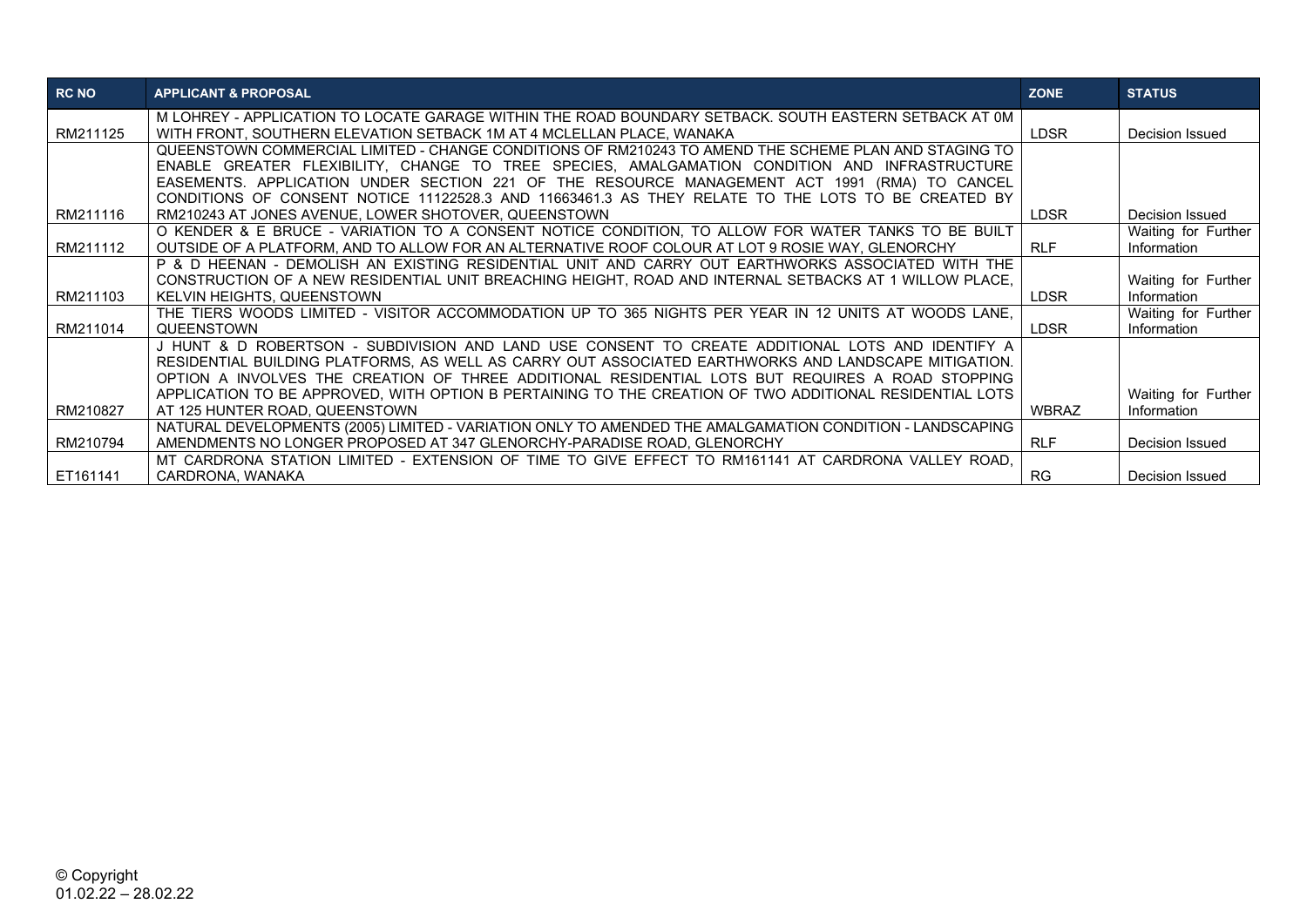| RC NO | APPLICANT & PROPOSAL | ZONE | STATUS |
|---|---|---|---|
| RM211125 | M LOHREY - APPLICATION TO LOCATE GARAGE WITHIN THE ROAD BOUNDARY SETBACK. SOUTH EASTERN SETBACK AT 0M WITH FRONT, SOUTHERN ELEVATION SETBACK 1M AT 4 MCLELLAN PLACE, WANAKA | LDSR | Decision Issued |
| RM211116 | QUEENSTOWN COMMERCIAL LIMITED - CHANGE CONDITIONS OF RM210243 TO AMEND THE SCHEME PLAN AND STAGING TO ENABLE GREATER FLEXIBILITY, CHANGE TO TREE SPECIES, AMALGAMATION CONDITION AND INFRASTRUCTURE EASEMENTS. APPLICATION UNDER SECTION 221 OF THE RESOURCE MANAGEMENT ACT 1991 (RMA) TO CANCEL CONDITIONS OF CONSENT NOTICE 11122528.3 AND 11663461.3 AS THEY RELATE TO THE LOTS TO BE CREATED BY RM210243 AT JONES AVENUE, LOWER SHOTOVER, QUEENSTOWN | LDSR | Decision Issued |
| RM211112 | O KENDER & E BRUCE - VARIATION TO A CONSENT NOTICE CONDITION, TO ALLOW FOR WATER TANKS TO BE BUILT OUTSIDE OF A PLATFORM, AND TO ALLOW FOR AN ALTERNATIVE ROOF COLOUR AT LOT 9 ROSIE WAY, GLENORCHY | RLF | Waiting for Further Information |
| RM211103 | P & D HEENAN - DEMOLISH AN EXISTING RESIDENTIAL UNIT AND CARRY OUT EARTHWORKS ASSOCIATED WITH THE CONSTRUCTION OF A NEW RESIDENTIAL UNIT BREACHING HEIGHT, ROAD AND INTERNAL SETBACKS AT 1 WILLOW PLACE, KELVIN HEIGHTS, QUEENSTOWN | LDSR | Waiting for Further Information |
| RM211014 | THE TIERS WOODS LIMITED - VISITOR ACCOMMODATION UP TO 365 NIGHTS PER YEAR IN 12 UNITS AT WOODS LANE, QUEENSTOWN | LDSR | Waiting for Further Information |
| RM210827 | J HUNT & D ROBERTSON - SUBDIVISION AND LAND USE CONSENT TO CREATE ADDITIONAL LOTS AND IDENTIFY A RESIDENTIAL BUILDING PLATFORMS, AS WELL AS CARRY OUT ASSOCIATED EARTHWORKS AND LANDSCAPE MITIGATION. OPTION A INVOLVES THE CREATION OF THREE ADDITIONAL RESIDENTIAL LOTS BUT REQUIRES A ROAD STOPPING APPLICATION TO BE APPROVED, WITH OPTION B PERTAINING TO THE CREATION OF TWO ADDITIONAL RESIDENTIAL LOTS AT 125 HUNTER ROAD, QUEENSTOWN | WBRAZ | Waiting for Further Information |
| RM210794 | NATURAL DEVELOPMENTS (2005) LIMITED - VARIATION ONLY TO AMENDED THE AMALGAMATION CONDITION - LANDSCAPING AMENDMENTS NO LONGER PROPOSED AT 347 GLENORCHY-PARADISE ROAD, GLENORCHY | RLF | Decision Issued |
| ET161141 | MT CARDRONA STATION LIMITED - EXTENSION OF TIME TO GIVE EFFECT TO RM161141 AT CARDRONA VALLEY ROAD, CARDRONA, WANAKA | RG | Decision Issued |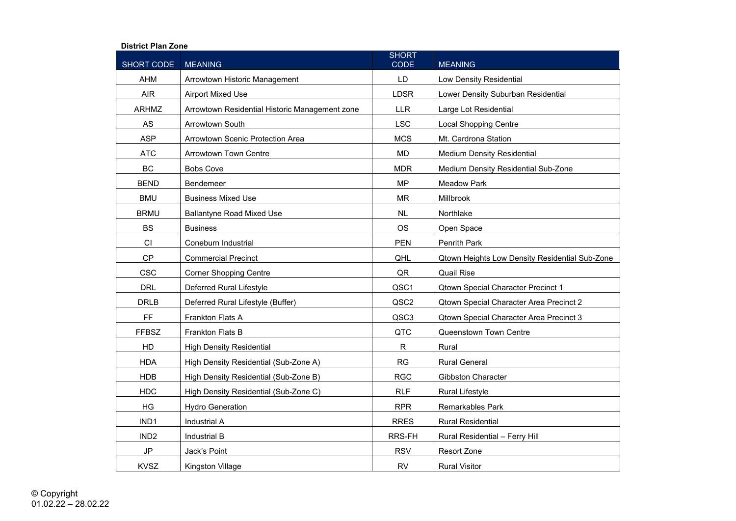**District Plan Zone**

| SHORT CODE | MEANING | SHORT CODE | MEANING |
|---|---|---|---|
| AHM | Arrowtown Historic Management | LD | Low Density Residential |
| AIR | Airport Mixed Use | LDSR | Lower Density Suburban Residential |
| ARHMZ | Arrowtown Residential Historic Management zone | LLR | Large Lot Residential |
| AS | Arrowtown South | LSC | Local Shopping Centre |
| ASP | Arrowtown Scenic Protection Area | MCS | Mt. Cardrona Station |
| ATC | Arrowtown Town Centre | MD | Medium Density Residential |
| BC | Bobs Cove | MDR | Medium Density Residential Sub-Zone |
| BEND | Bendemeer | MP | Meadow Park |
| BMU | Business Mixed Use | MR | Millbrook |
| BRMU | Ballantyne Road Mixed Use | NL | Northlake |
| BS | Business | OS | Open Space |
| CI | Coneburn Industrial | PEN | Penrith Park |
| CP | Commercial Precinct | QHL | Qtown Heights Low Density Residential Sub-Zone |
| CSC | Corner Shopping Centre | QR | Quail Rise |
| DRL | Deferred Rural Lifestyle | QSC1 | Qtown Special Character Precinct 1 |
| DRLB | Deferred Rural Lifestyle (Buffer) | QSC2 | Qtown Special Character Area Precinct 2 |
| FF | Frankton Flats A | QSC3 | Qtown Special Character Area Precinct 3 |
| FFBSZ | Frankton Flats B | QTC | Queenstown Town Centre |
| HD | High Density Residential | R | Rural |
| HDA | High Density Residential (Sub-Zone A) | RG | Rural General |
| HDB | High Density Residential (Sub-Zone B) | RGC | Gibbston Character |
| HDC | High Density Residential (Sub-Zone C) | RLF | Rural Lifestyle |
| HG | Hydro Generation | RPR | Remarkables Park |
| IND1 | Industrial A | RRES | Rural Residential |
| IND2 | Industrial B | RRS-FH | Rural Residential – Ferry Hill |
| JP | Jack's Point | RSV | Resort Zone |
| KVSZ | Kingston Village | RV | Rural Visitor |

© Copyright
01.02.22 – 28.02.22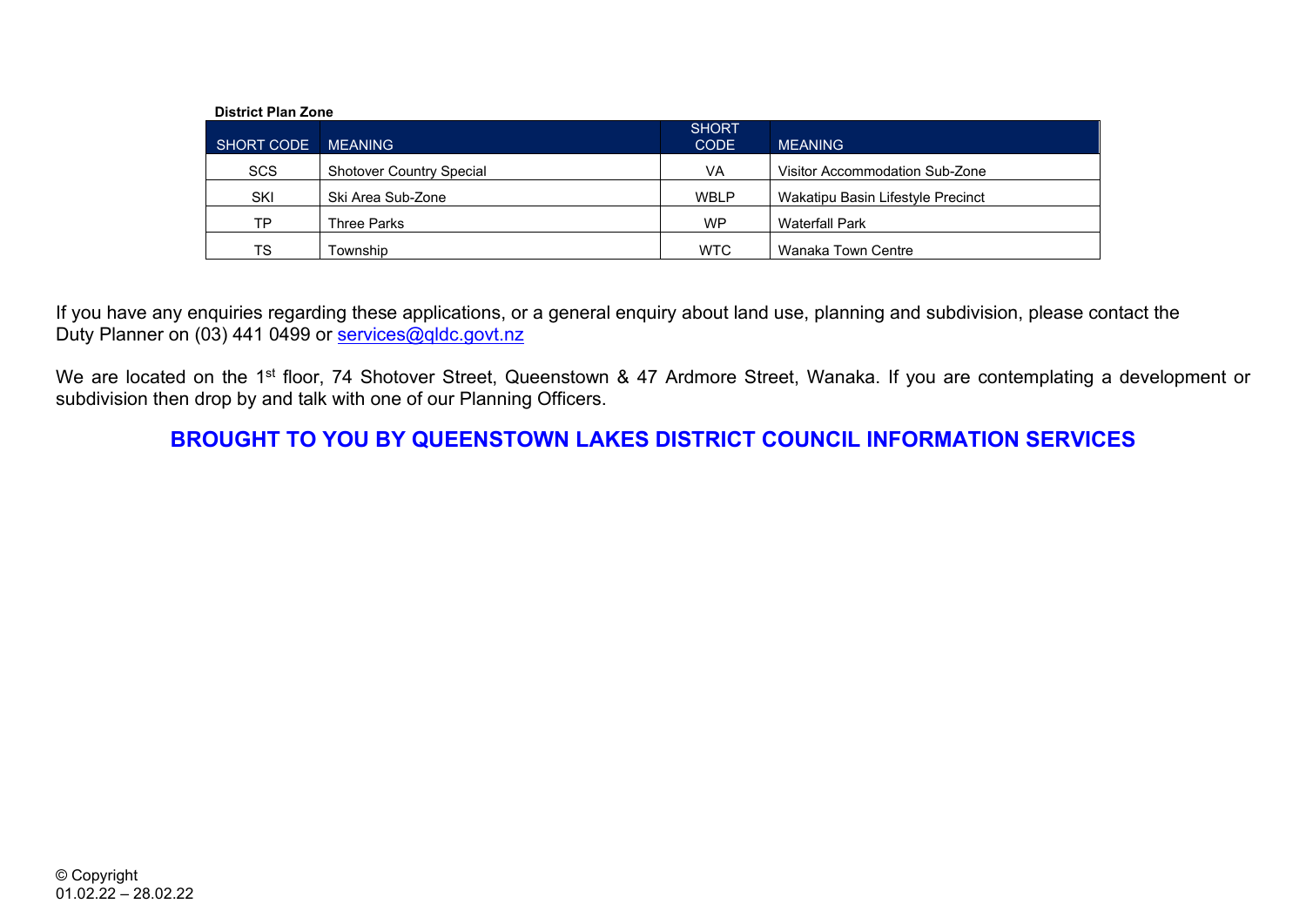**District Plan Zone**

| SHORT CODE | MEANING | SHORT CODE | MEANING |
|---|---|---|---|
| SCS | Shotover Country Special | VA | Visitor Accommodation Sub-Zone |
| SKI | Ski Area Sub-Zone | WBLP | Wakatipu Basin Lifestyle Precinct |
| TP | Three Parks | WP | Waterfall Park |
| TS | Township | WTC | Wanaka Town Centre |

If you have any enquiries regarding these applications, or a general enquiry about land use, planning and subdivision, please contact the Duty Planner on (03) 441 0499 or services@qldc.govt.nz

We are located on the 1st floor, 74 Shotover Street, Queenstown & 47 Ardmore Street, Wanaka. If you are contemplating a development or subdivision then drop by and talk with one of our Planning Officers.

**BROUGHT TO YOU BY QUEENSTOWN LAKES DISTRICT COUNCIL INFORMATION SERVICES**

© Copyright
01.02.22 – 28.02.22